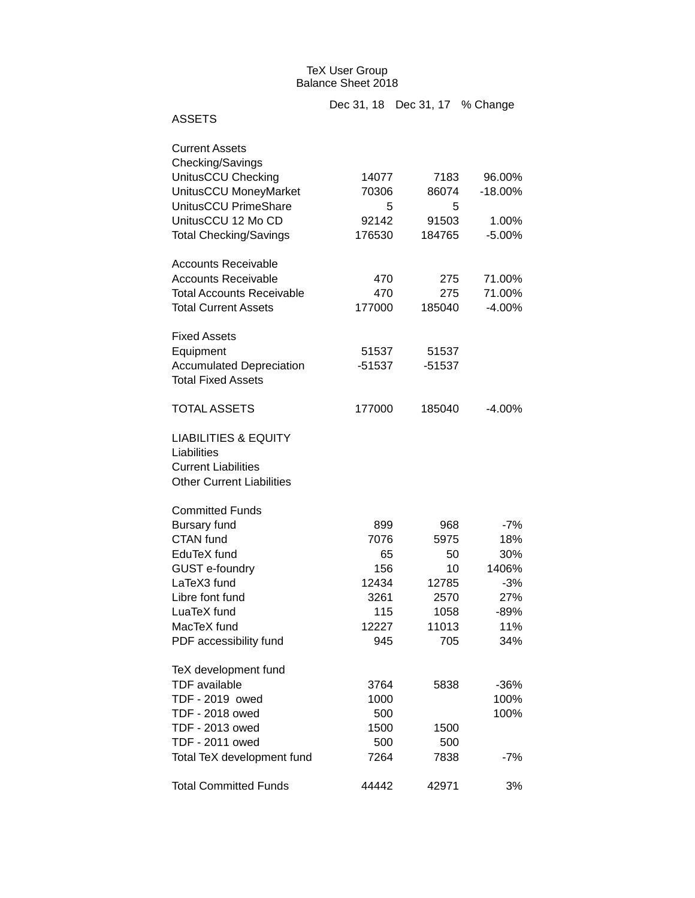# TeX User Group
## Balance Sheet 2018

| | Dec 31, 18 | Dec 31, 17 | % Change |
|---|---|---|---|
| ASSETS | | | |
| | | | |
| Current Assets | | | |
| Checking/Savings | | | |
| UnitusCCU Checking | 14077 | 7183 | 96.00% |
| UnitusCCU MoneyMarket | 70306 | 86074 | -18.00% |
| UnitusCCU PrimeShare | 5 | 5 | |
| UnitusCCU 12 Mo CD | 92142 | 91503 | 1.00% |
| Total Checking/Savings | 176530 | 184765 | -5.00% |
| | | | |
| Accounts Receivable | | | |
| Accounts Receivable | 470 | 275 | 71.00% |
| Total Accounts Receivable | 470 | 275 | 71.00% |
| Total Current Assets | 177000 | 185040 | -4.00% |
| | | | |
| Fixed Assets | | | |
| Equipment | 51537 | 51537 | |
| Accumulated Depreciation | -51537 | -51537 | |
| Total Fixed Assets | | | |
| | | | |
| TOTAL ASSETS | 177000 | 185040 | -4.00% |
| | | | |
| LIABILITIES & EQUITY | | | |
| Liabilities | | | |
| Current Liabilities | | | |
| Other Current Liabilities | | | |
| | | | |
| Committed Funds | | | |
| Bursary fund | 899 | 968 | -7% |
| CTAN fund | 7076 | 5975 | 18% |
| EduTeX fund | 65 | 50 | 30% |
| GUST e-foundry | 156 | 10 | 1406% |
| LaTeX3 fund | 12434 | 12785 | -3% |
| Libre font fund | 3261 | 2570 | 27% |
| LuaTeX fund | 115 | 1058 | -89% |
| MacTeX fund | 12227 | 11013 | 11% |
| PDF accessibility fund | 945 | 705 | 34% |
| | | | |
| TeX development fund | | | |
| TDF available | 3764 | 5838 | -36% |
| TDF - 2019 owed | 1000 | | 100% |
| TDF - 2018 owed | 500 | | 100% |
| TDF - 2013 owed | 1500 | 1500 | |
| TDF - 2011 owed | 500 | 500 | |
| Total TeX development fund | 7264 | 7838 | -7% |
| | | | |
| Total Committed Funds | 44442 | 42971 | 3% |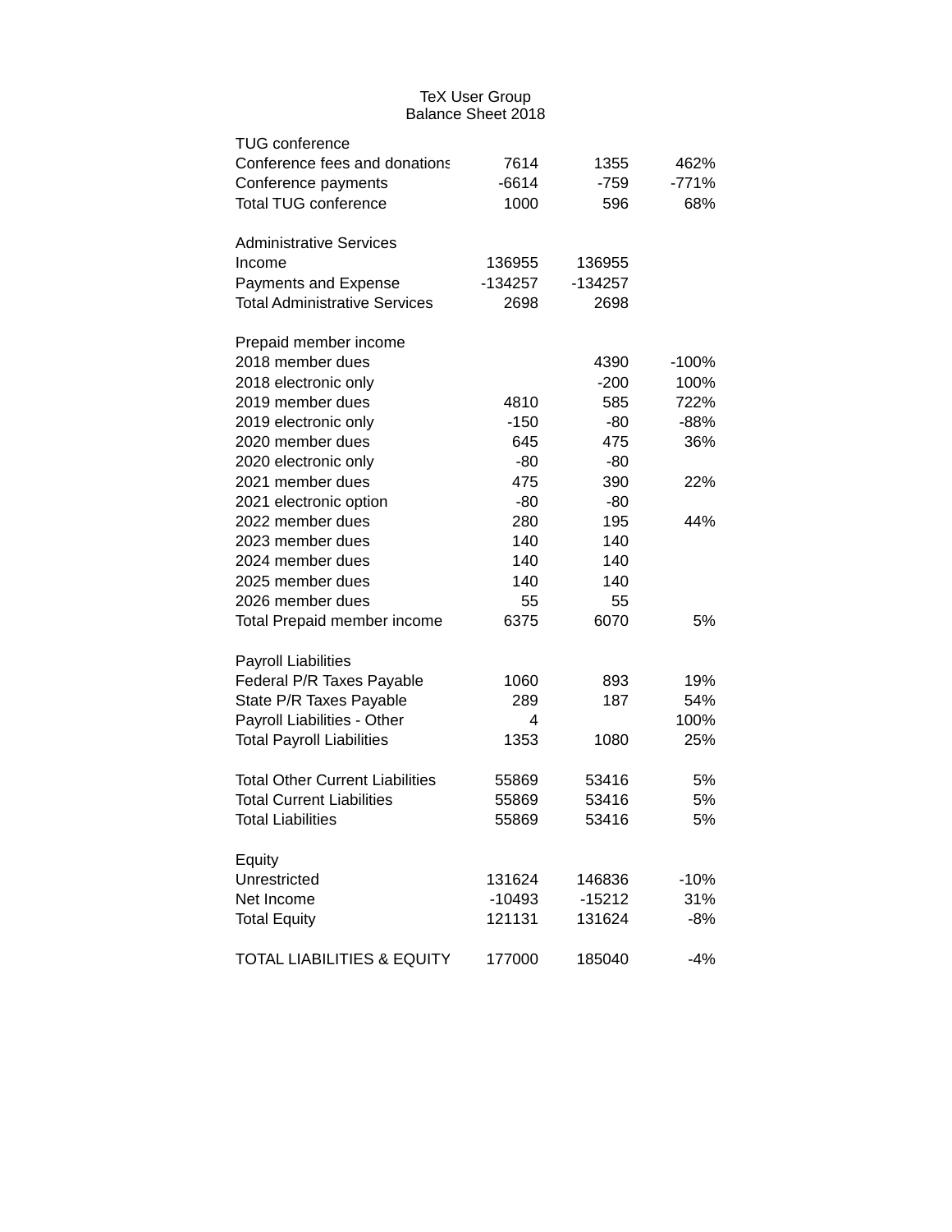TeX User Group
Balance Sheet 2018

| | | | |
|---|---|---|---|
| TUG conference | | | |
| Conference fees and donations | 7614 | 1355 | 462% |
| Conference payments | -6614 | -759 | -771% |
| Total TUG conference | 1000 | 596 | 68% |
| | | | |
| Administrative Services | | | |
| Income | 136955 | 136955 | |
| Payments and Expense | -134257 | -134257 | |
| Total Administrative Services | 2698 | 2698 | |
| | | | |
| Prepaid member income | | | |
| 2018 member dues | | 4390 | -100% |
| 2018 electronic only | | -200 | 100% |
| 2019 member dues | 4810 | 585 | 722% |
| 2019 electronic only | -150 | -80 | -88% |
| 2020 member dues | 645 | 475 | 36% |
| 2020 electronic only | -80 | -80 | |
| 2021 member dues | 475 | 390 | 22% |
| 2021 electronic option | -80 | -80 | |
| 2022 member dues | 280 | 195 | 44% |
| 2023 member dues | 140 | 140 | |
| 2024 member dues | 140 | 140 | |
| 2025 member dues | 140 | 140 | |
| 2026 member dues | 55 | 55 | |
| Total Prepaid member income | 6375 | 6070 | 5% |
| | | | |
| Payroll Liabilities | | | |
| Federal P/R Taxes Payable | 1060 | 893 | 19% |
| State P/R Taxes Payable | 289 | 187 | 54% |
| Payroll Liabilities - Other | 4 | | 100% |
| Total Payroll Liabilities | 1353 | 1080 | 25% |
| | | | |
| Total Other Current Liabilities | 55869 | 53416 | 5% |
| Total Current Liabilities | 55869 | 53416 | 5% |
| Total Liabilities | 55869 | 53416 | 5% |
| | | | |
| Equity | | | |
| Unrestricted | 131624 | 146836 | -10% |
| Net Income | -10493 | -15212 | 31% |
| Total Equity | 121131 | 131624 | -8% |
| | | | |
| TOTAL LIABILITIES & EQUITY | 177000 | 185040 | -4% |